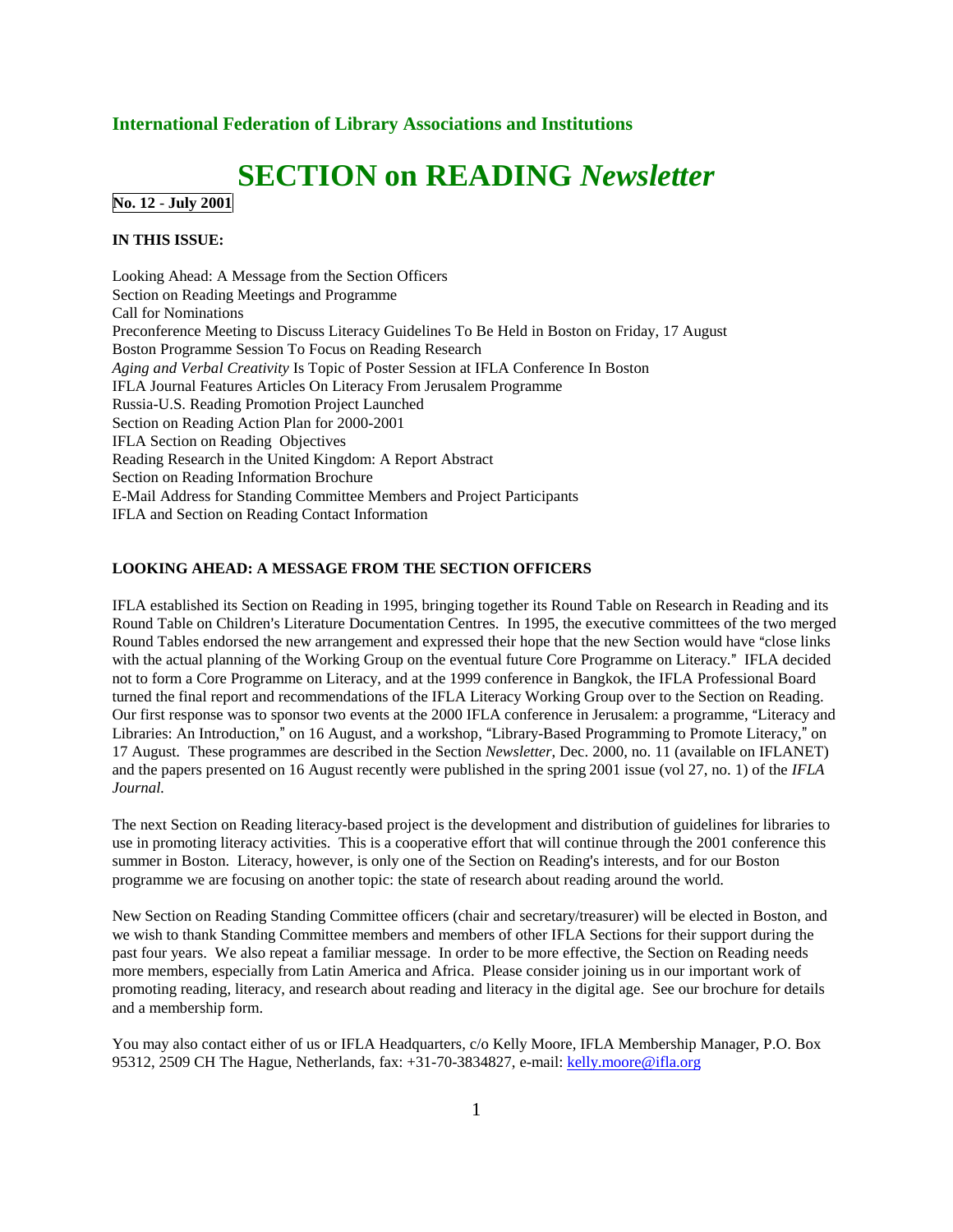**International Federation of Library Associations and Institutions**

# SECTION on READING *Newsletter*

**No. 12 - July 2001**

**IN THIS ISSUE:**

Looking Ahead: A Message from the Section Officers
Section on Reading Meetings and Programme
Call for Nominations
Preconference Meeting to Discuss Literacy Guidelines To Be Held in Boston on Friday, 17 August
Boston Programme Session To Focus on Reading Research
*Aging and Verbal Creativity* Is Topic of Poster Session at IFLA Conference In Boston
IFLA Journal Features Articles On Literacy From Jerusalem Programme
Russia-U.S. Reading Promotion Project Launched
Section on Reading Action Plan for 2000-2001
IFLA Section on Reading Objectives
Reading Research in the United Kingdom: A Report Abstract
Section on Reading Information Brochure
E-Mail Address for Standing Committee Members and Project Participants
IFLA and Section on Reading Contact Information

## LOOKING AHEAD: A MESSAGE FROM THE SECTION OFFICERS

IFLA established its Section on Reading in 1995, bringing together its Round Table on Research in Reading and its Round Table on Children's Literature Documentation Centres. In 1995, the executive committees of the two merged Round Tables endorsed the new arrangement and expressed their hope that the new Section would have "close links with the actual planning of the Working Group on the eventual future Core Programme on Literacy." IFLA decided not to form a Core Programme on Literacy, and at the 1999 conference in Bangkok, the IFLA Professional Board turned the final report and recommendations of the IFLA Literacy Working Group over to the Section on Reading. Our first response was to sponsor two events at the 2000 IFLA conference in Jerusalem: a programme, "Literacy and Libraries: An Introduction," on 16 August, and a workshop, "Library-Based Programming to Promote Literacy," on 17 August. These programmes are described in the Section *Newsletter*, Dec. 2000, no. 11 (available on IFLANET) and the papers presented on 16 August recently were published in the spring 2001 issue (vol 27, no. 1) of the *IFLA Journal.*

The next Section on Reading literacy-based project is the development and distribution of guidelines for libraries to use in promoting literacy activities. This is a cooperative effort that will continue through the 2001 conference this summer in Boston. Literacy, however, is only one of the Section on Reading's interests, and for our Boston programme we are focusing on another topic: the state of research about reading around the world.

New Section on Reading Standing Committee officers (chair and secretary/treasurer) will be elected in Boston, and we wish to thank Standing Committee members and members of other IFLA Sections for their support during the past four years. We also repeat a familiar message. In order to be more effective, the Section on Reading needs more members, especially from Latin America and Africa. Please consider joining us in our important work of promoting reading, literacy, and research about reading and literacy in the digital age. See our brochure for details and a membership form.

You may also contact either of us or IFLA Headquarters, c/o Kelly Moore, IFLA Membership Manager, P.O. Box 95312, 2509 CH The Hague, Netherlands, fax: +31-70-3834827, e-mail: kelly.moore@ifla.org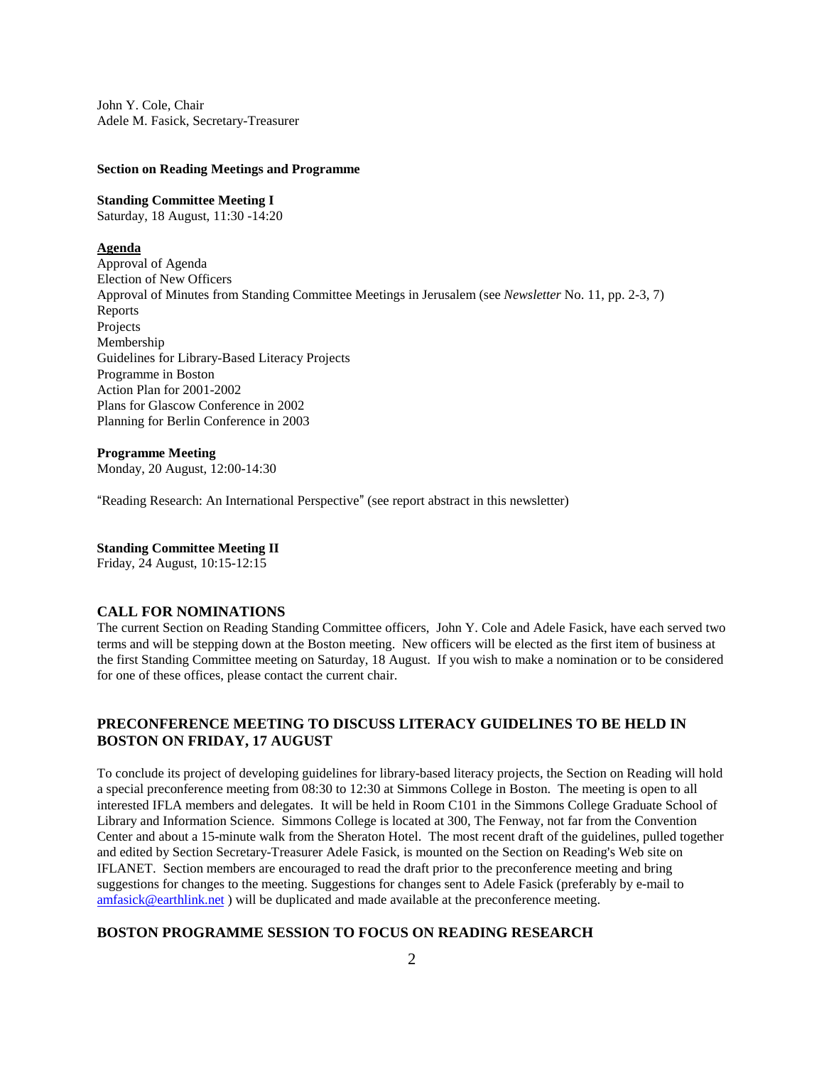John Y. Cole, Chair
Adele M. Fasick, Secretary-Treasurer

**Section on Reading Meetings and Programme**

**Standing Committee Meeting I**
Saturday, 18 August, 11:30 -14:20

**Agenda**
Approval of Agenda
Election of New Officers
Approval of Minutes from Standing Committee Meetings in Jerusalem (see *Newsletter* No. 11, pp. 2-3, 7)
Reports
Projects
Membership
Guidelines for Library-Based Literacy Projects
Programme in Boston
Action Plan for 2001-2002
Plans for Glascow Conference in 2002
Planning for Berlin Conference in 2003

**Programme Meeting**
Monday, 20 August, 12:00-14:30

"Reading Research: An International Perspective" (see report abstract in this newsletter)

**Standing Committee Meeting II**
Friday, 24 August, 10:15-12:15

## CALL FOR NOMINATIONS

The current Section on Reading Standing Committee officers, John Y. Cole and Adele Fasick, have each served two terms and will be stepping down at the Boston meeting. New officers will be elected as the first item of business at the first Standing Committee meeting on Saturday, 18 August. If you wish to make a nomination or to be considered for one of these offices, please contact the current chair.

## PRECONFERENCE MEETING TO DISCUSS LITERACY GUIDELINES TO BE HELD IN BOSTON ON FRIDAY, 17 AUGUST

To conclude its project of developing guidelines for library-based literacy projects, the Section on Reading will hold a special preconference meeting from 08:30 to 12:30 at Simmons College in Boston. The meeting is open to all interested IFLA members and delegates. It will be held in Room C101 in the Simmons College Graduate School of Library and Information Science. Simmons College is located at 300, The Fenway, not far from the Convention Center and about a 15-minute walk from the Sheraton Hotel. The most recent draft of the guidelines, pulled together and edited by Section Secretary-Treasurer Adele Fasick, is mounted on the Section on Reading's Web site on IFLANET. Section members are encouraged to read the draft prior to the preconference meeting and bring suggestions for changes to the meeting. Suggestions for changes sent to Adele Fasick (preferably by e-mail to amfasick@earthlink.net ) will be duplicated and made available at the preconference meeting.

## BOSTON PROGRAMME SESSION TO FOCUS ON READING RESEARCH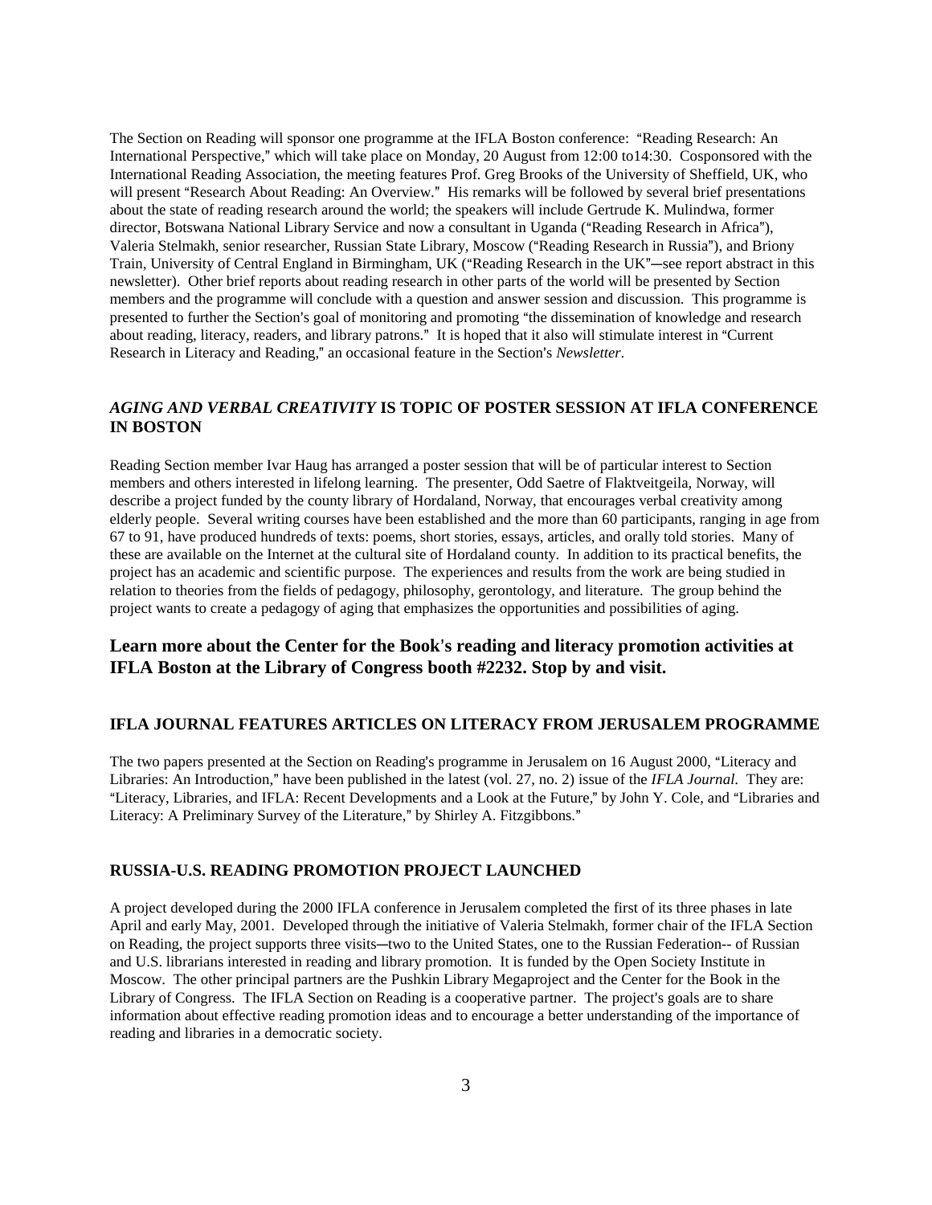The Section on Reading will sponsor one programme at the IFLA Boston conference: "Reading Research: An International Perspective," which will take place on Monday, 20 August from 12:00 to14:30. Cosponsored with the International Reading Association, the meeting features Prof. Greg Brooks of the University of Sheffield, UK, who will present "Research About Reading: An Overview." His remarks will be followed by several brief presentations about the state of reading research around the world; the speakers will include Gertrude K. Mulindwa, former director, Botswana National Library Service and now a consultant in Uganda ("Reading Research in Africa"), Valeria Stelmakh, senior researcher, Russian State Library, Moscow ("Reading Research in Russia"), and Briony Train, University of Central England in Birmingham, UK ("Reading Research in the UK"—see report abstract in this newsletter). Other brief reports about reading research in other parts of the world will be presented by Section members and the programme will conclude with a question and answer session and discussion. This programme is presented to further the Section's goal of monitoring and promoting "the dissemination of knowledge and research about reading, literacy, readers, and library patrons." It is hoped that it also will stimulate interest in "Current Research in Literacy and Reading," an occasional feature in the Section's *Newsletter*.

### *AGING AND VERBAL CREATIVITY* IS TOPIC OF POSTER SESSION AT IFLA CONFERENCE IN BOSTON

Reading Section member Ivar Haug has arranged a poster session that will be of particular interest to Section members and others interested in lifelong learning. The presenter, Odd Saetre of Flaktveitgeila, Norway, will describe a project funded by the county library of Hordaland, Norway, that encourages verbal creativity among elderly people. Several writing courses have been established and the more than 60 participants, ranging in age from 67 to 91, have produced hundreds of texts: poems, short stories, essays, articles, and orally told stories. Many of these are available on the Internet at the cultural site of Hordaland county. In addition to its practical benefits, the project has an academic and scientific purpose. The experiences and results from the work are being studied in relation to theories from the fields of pedagogy, philosophy, gerontology, and literature. The group behind the project wants to create a pedagogy of aging that emphasizes the opportunities and possibilities of aging.

## Learn more about the Center for the Book's reading and literacy promotion activities at IFLA Boston at the Library of Congress booth #2232. Stop by and visit.

### IFLA JOURNAL FEATURES ARTICLES ON LITERACY FROM JERUSALEM PROGRAMME

The two papers presented at the Section on Reading's programme in Jerusalem on 16 August 2000, "Literacy and Libraries: An Introduction," have been published in the latest (vol. 27, no. 2) issue of the *IFLA Journal.* They are: "Literacy, Libraries, and IFLA: Recent Developments and a Look at the Future," by John Y. Cole, and "Libraries and Literacy: A Preliminary Survey of the Literature," by Shirley A. Fitzgibbons."

### RUSSIA-U.S. READING PROMOTION PROJECT LAUNCHED

A project developed during the 2000 IFLA conference in Jerusalem completed the first of its three phases in late April and early May, 2001. Developed through the initiative of Valeria Stelmakh, former chair of the IFLA Section on Reading, the project supports three visits—two to the United States, one to the Russian Federation-- of Russian and U.S. librarians interested in reading and library promotion. It is funded by the Open Society Institute in Moscow. The other principal partners are the Pushkin Library Megaproject and the Center for the Book in the Library of Congress. The IFLA Section on Reading is a cooperative partner. The project's goals are to share information about effective reading promotion ideas and to encourage a better understanding of the importance of reading and libraries in a democratic society.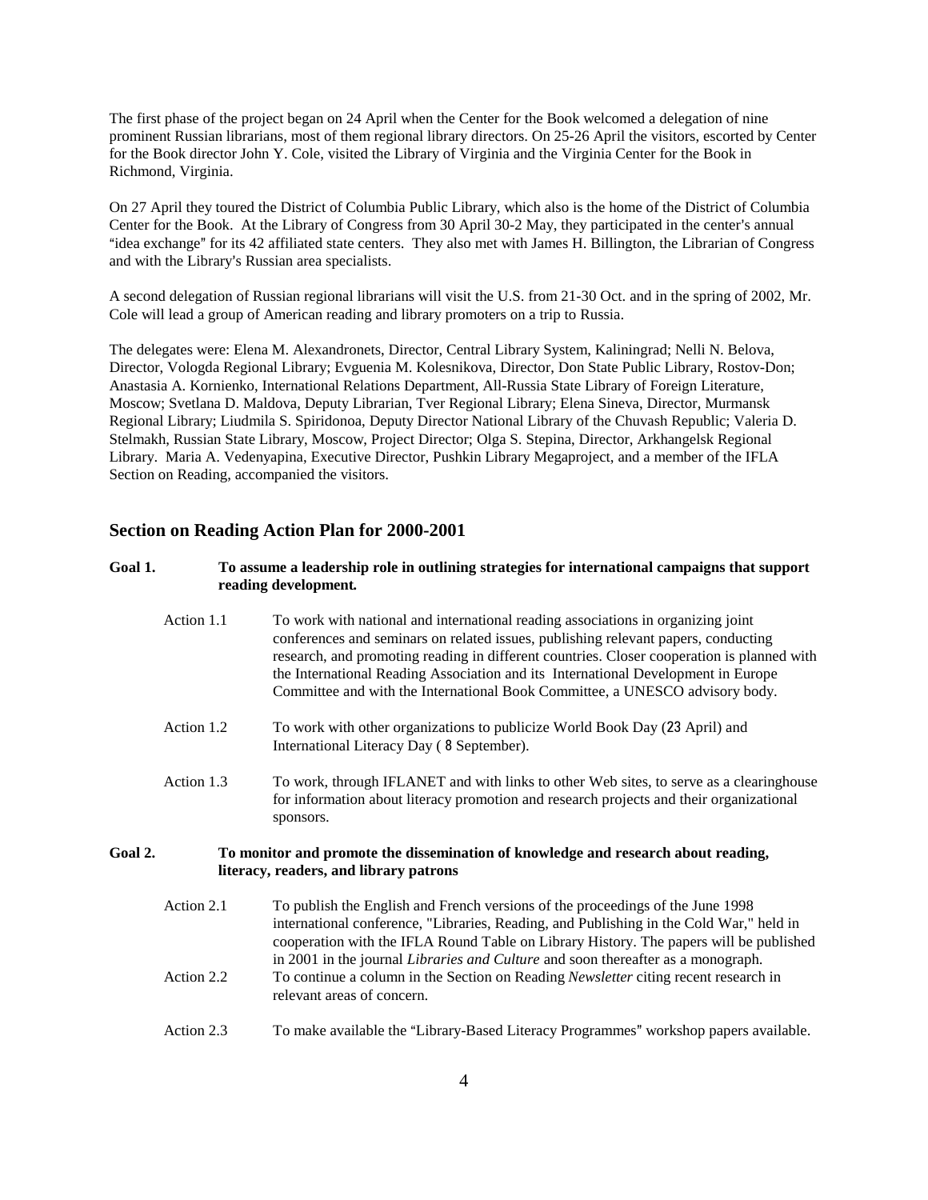The first phase of the project began on 24 April when the Center for the Book welcomed a delegation of nine prominent Russian librarians, most of them regional library directors. On 25-26 April the visitors, escorted by Center for the Book director John Y. Cole, visited the Library of Virginia and the Virginia Center for the Book in Richmond, Virginia.

On 27 April they toured the District of Columbia Public Library, which also is the home of the District of Columbia Center for the Book. At the Library of Congress from 30 April 30-2 May, they participated in the center's annual "idea exchange" for its 42 affiliated state centers. They also met with James H. Billington, the Librarian of Congress and with the Library's Russian area specialists.

A second delegation of Russian regional librarians will visit the U.S. from 21-30 Oct. and in the spring of 2002, Mr. Cole will lead a group of American reading and library promoters on a trip to Russia.

The delegates were: Elena M. Alexandronets, Director, Central Library System, Kaliningrad; Nelli N. Belova, Director, Vologda Regional Library; Evguenia M. Kolesnikova, Director, Don State Public Library, Rostov-Don; Anastasia A. Kornienko, International Relations Department, All-Russia State Library of Foreign Literature, Moscow; Svetlana D. Maldova, Deputy Librarian, Tver Regional Library; Elena Sineva, Director, Murmansk Regional Library; Liudmila S. Spiridonoa, Deputy Director National Library of the Chuvash Republic; Valeria D. Stelmakh, Russian State Library, Moscow, Project Director; Olga S. Stepina, Director, Arkhangelsk Regional Library. Maria A. Vedenyapina, Executive Director, Pushkin Library Megaproject, and a member of the IFLA Section on Reading, accompanied the visitors.

## Section on Reading Action Plan for 2000-2001

**Goal 1. To assume a leadership role in outlining strategies for international campaigns that support reading development.**

Action 1.1 To work with national and international reading associations in organizing joint conferences and seminars on related issues, publishing relevant papers, conducting research, and promoting reading in different countries. Closer cooperation is planned with the International Reading Association and its International Development in Europe Committee and with the International Book Committee, a UNESCO advisory body.

Action 1.2 To work with other organizations to publicize World Book Day (23 April) and International Literacy Day ( 8 September).

Action 1.3 To work, through IFLANET and with links to other Web sites, to serve as a clearinghouse for information about literacy promotion and research projects and their organizational sponsors.

**Goal 2. To monitor and promote the dissemination of knowledge and research about reading, literacy, readers, and library patrons**

Action 2.1 To publish the English and French versions of the proceedings of the June 1998 international conference, "Libraries, Reading, and Publishing in the Cold War," held in cooperation with the IFLA Round Table on Library History. The papers will be published in 2001 in the journal *Libraries and Culture* and soon thereafter as a monograph.

Action 2.2 To continue a column in the Section on Reading *Newsletter* citing recent research in relevant areas of concern.

Action 2.3 To make available the "Library-Based Literacy Programmes" workshop papers available.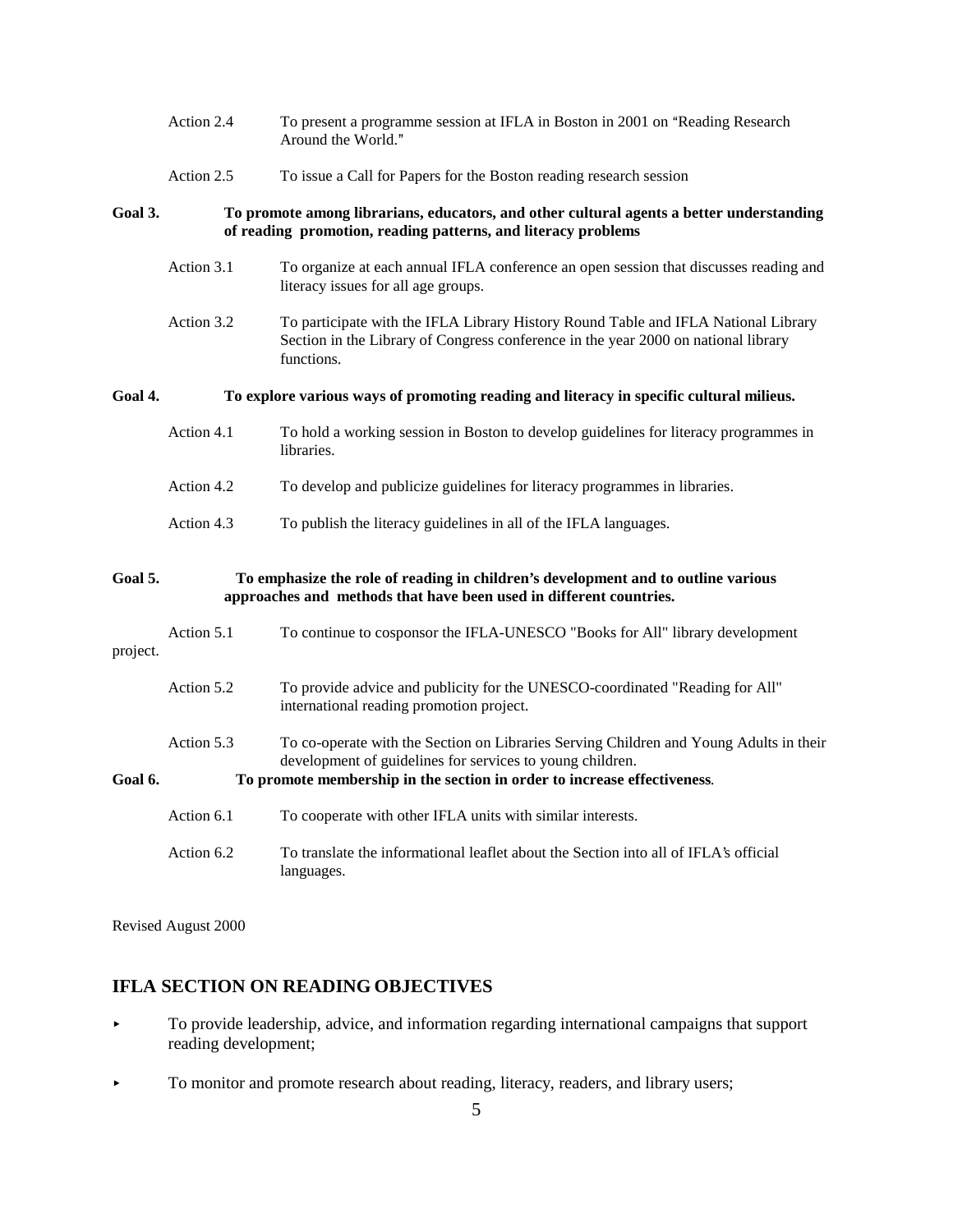Action 2.4 To present a programme session at IFLA in Boston in 2001 on "Reading Research Around the World."

Action 2.5 To issue a Call for Papers for the Boston reading research session

**Goal 3. To promote among librarians, educators, and other cultural agents a better understanding of reading promotion, reading patterns, and literacy problems**

Action 3.1 To organize at each annual IFLA conference an open session that discusses reading and literacy issues for all age groups.

Action 3.2 To participate with the IFLA Library History Round Table and IFLA National Library Section in the Library of Congress conference in the year 2000 on national library functions.

**Goal 4. To explore various ways of promoting reading and literacy in specific cultural milieus.**

Action 4.1 To hold a working session in Boston to develop guidelines for literacy programmes in libraries.

Action 4.2 To develop and publicize guidelines for literacy programmes in libraries.

Action 4.3 To publish the literacy guidelines in all of the IFLA languages.

**Goal 5. To emphasize the role of reading in children's development and to outline various approaches and methods that have been used in different countries.**

Action 5.1 To continue to cosponsor the IFLA-UNESCO "Books for All" library development project.

Action 5.2 To provide advice and publicity for the UNESCO-coordinated "Reading for All" international reading promotion project.

Action 5.3 To co-operate with the Section on Libraries Serving Children and Young Adults in their development of guidelines for services to young children.

**Goal 6. To promote membership in the section in order to increase effectiveness.**

Action 6.1 To cooperate with other IFLA units with similar interests.

Action 6.2 To translate the informational leaflet about the Section into all of IFLA's official languages.

Revised August 2000

## IFLA SECTION ON READING OBJECTIVES

- To provide leadership, advice, and information regarding international campaigns that support reading development;
- To monitor and promote research about reading, literacy, readers, and library users;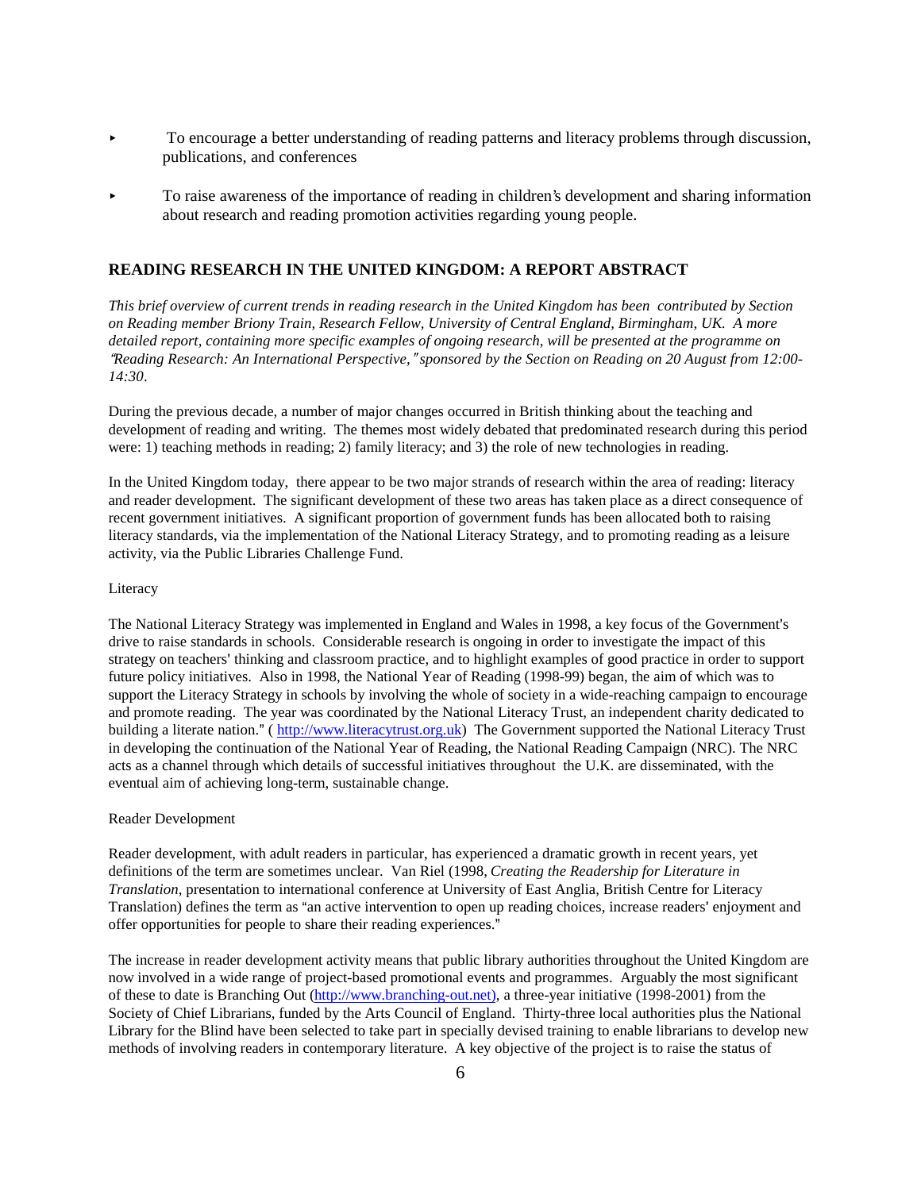- To encourage a better understanding of reading patterns and literacy problems through discussion, publications, and conferences
- To raise awareness of the importance of reading in children's development and sharing information about research and reading promotion activities regarding young people.

## READING RESEARCH IN THE UNITED KINGDOM: A REPORT ABSTRACT

*This brief overview of current trends in reading research in the United Kingdom has been contributed by Section on Reading member Briony Train, Research Fellow, University of Central England, Birmingham, UK. A more detailed report, containing more specific examples of ongoing research, will be presented at the programme on "Reading Research: An International Perspective," sponsored by the Section on Reading on 20 August from 12:00-14:30.*

During the previous decade, a number of major changes occurred in British thinking about the teaching and development of reading and writing. The themes most widely debated that predominated research during this period were: 1) teaching methods in reading; 2) family literacy; and 3) the role of new technologies in reading.

In the United Kingdom today, there appear to be two major strands of research within the area of reading: literacy and reader development. The significant development of these two areas has taken place as a direct consequence of recent government initiatives. A significant proportion of government funds has been allocated both to raising literacy standards, via the implementation of the National Literacy Strategy, and to promoting reading as a leisure activity, via the Public Libraries Challenge Fund.

Literacy

The National Literacy Strategy was implemented in England and Wales in 1998, a key focus of the Government's drive to raise standards in schools. Considerable research is ongoing in order to investigate the impact of this strategy on teachers' thinking and classroom practice, and to highlight examples of good practice in order to support future policy initiatives. Also in 1998, the National Year of Reading (1998-99) began, the aim of which was to support the Literacy Strategy in schools by involving the whole of society in a wide-reaching campaign to encourage and promote reading. The year was coordinated by the National Literacy Trust, an independent charity dedicated to building a literate nation." ( http://www.literacytrust.org.uk) The Government supported the National Literacy Trust in developing the continuation of the National Year of Reading, the National Reading Campaign (NRC). The NRC acts as a channel through which details of successful initiatives throughout the U.K. are disseminated, with the eventual aim of achieving long-term, sustainable change.

Reader Development

Reader development, with adult readers in particular, has experienced a dramatic growth in recent years, yet definitions of the term are sometimes unclear. Van Riel (1998, *Creating the Readership for Literature in Translation*, presentation to international conference at University of East Anglia, British Centre for Literacy Translation) defines the term as "an active intervention to open up reading choices, increase readers' enjoyment and offer opportunities for people to share their reading experiences."

The increase in reader development activity means that public library authorities throughout the United Kingdom are now involved in a wide range of project-based promotional events and programmes. Arguably the most significant of these to date is Branching Out (http://www.branching-out.net), a three-year initiative (1998-2001) from the Society of Chief Librarians, funded by the Arts Council of England. Thirty-three local authorities plus the National Library for the Blind have been selected to take part in specially devised training to enable librarians to develop new methods of involving readers in contemporary literature. A key objective of the project is to raise the status of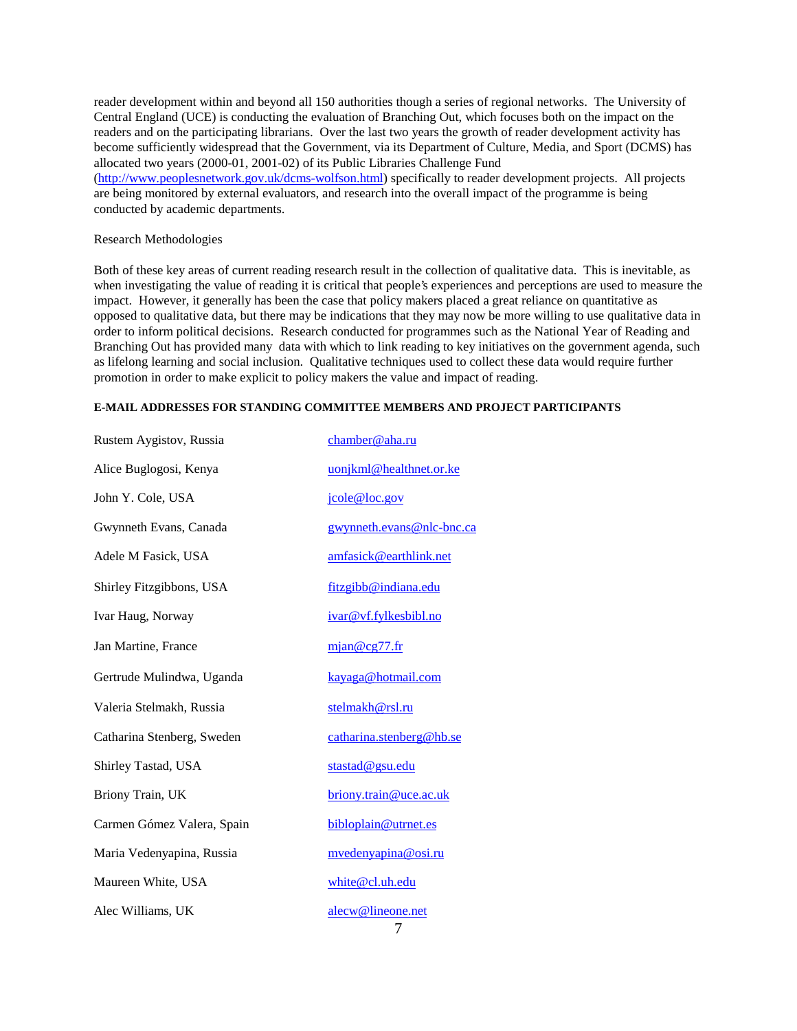reader development within and beyond all 150 authorities though a series of regional networks. The University of Central England (UCE) is conducting the evaluation of Branching Out, which focuses both on the impact on the readers and on the participating librarians. Over the last two years the growth of reader development activity has become sufficiently widespread that the Government, via its Department of Culture, Media, and Sport (DCMS) has allocated two years (2000-01, 2001-02) of its Public Libraries Challenge Fund (http://www.peoplesnetwork.gov.uk/dcms-wolfson.html) specifically to reader development projects. All projects are being monitored by external evaluators, and research into the overall impact of the programme is being conducted by academic departments.

Research Methodologies

Both of these key areas of current reading research result in the collection of qualitative data. This is inevitable, as when investigating the value of reading it is critical that people's experiences and perceptions are used to measure the impact. However, it generally has been the case that policy makers placed a great reliance on quantitative as opposed to qualitative data, but there may be indications that they may now be more willing to use qualitative data in order to inform political decisions. Research conducted for programmes such as the National Year of Reading and Branching Out has provided many data with which to link reading to key initiatives on the government agenda, such as lifelong learning and social inclusion. Qualitative techniques used to collect these data would require further promotion in order to make explicit to policy makers the value and impact of reading.

**E-MAIL ADDRESSES FOR STANDING COMMITTEE MEMBERS AND PROJECT PARTICIPANTS**

| | |
|---|---|
| Rustem Aygistov, Russia | chamber@aha.ru |
| Alice Buglogosi, Kenya | uonjkml@healthnet.or.ke |
| John Y. Cole, USA | jcole@loc.gov |
| Gwynneth Evans, Canada | gwynneth.evans@nlc-bnc.ca |
| Adele M Fasick, USA | amfasick@earthlink.net |
| Shirley Fitzgibbons, USA | fitzgibb@indiana.edu |
| Ivar Haug, Norway | ivar@vf.fylkesbibl.no |
| Jan Martine, France | mjan@cg77.fr |
| Gertrude Mulindwa, Uganda | kayaga@hotmail.com |
| Valeria Stelmakh, Russia | stelmakh@rsl.ru |
| Catharina Stenberg, Sweden | catharina.stenberg@hb.se |
| Shirley Tastad, USA | stastad@gsu.edu |
| Briony Train, UK | briony.train@uce.ac.uk |
| Carmen Gómez Valera, Spain | bibloplain@utrnet.es |
| Maria Vedenyapina, Russia | mvedenyapina@osi.ru |
| Maureen White, USA | white@cl.uh.edu |
| Alec Williams, UK | alecw@lineone.net |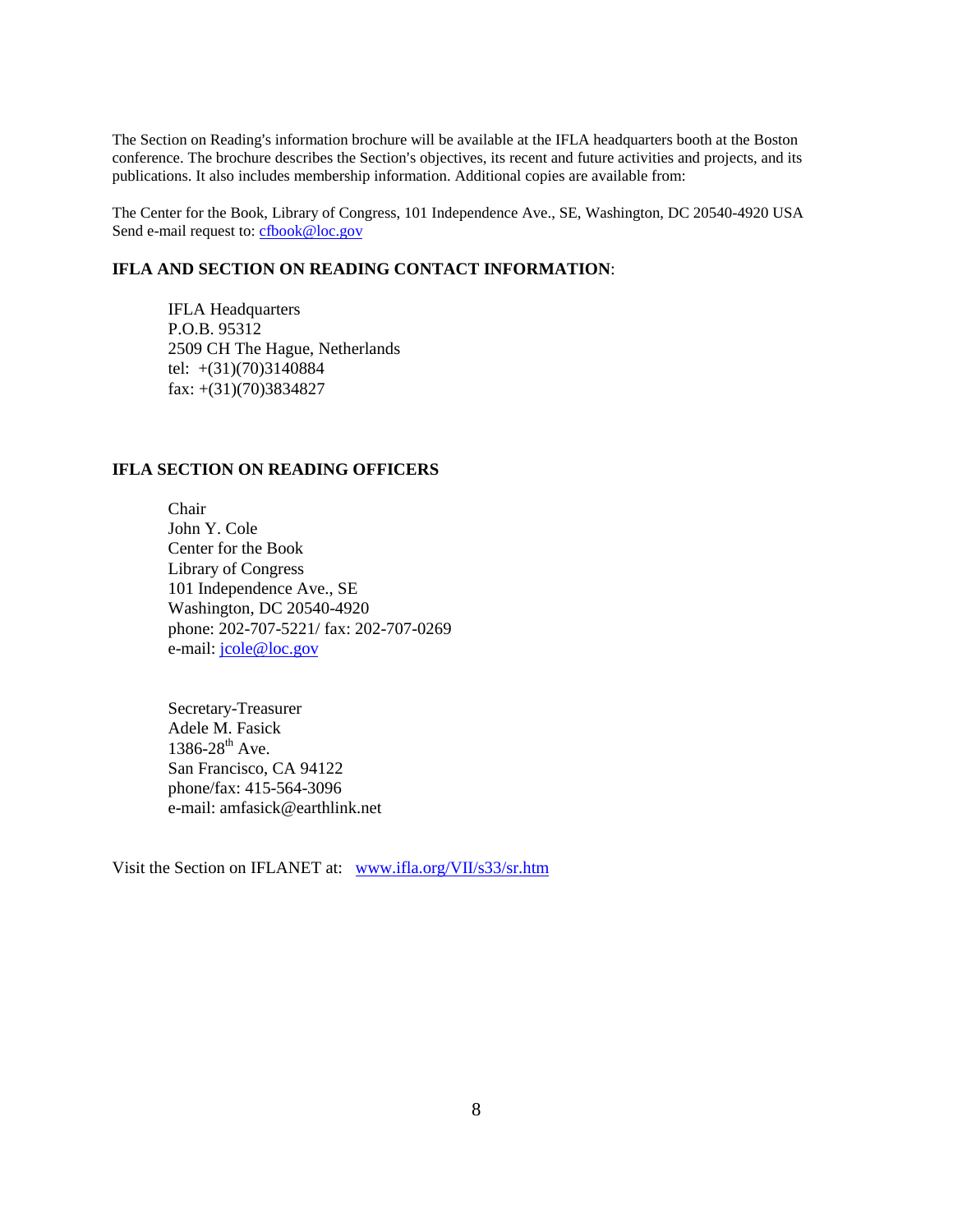The Section on Reading's information brochure will be available at the IFLA headquarters booth at the Boston conference. The brochure describes the Section's objectives, its recent and future activities and projects, and its publications. It also includes membership information. Additional copies are available from:

The Center for the Book, Library of Congress, 101 Independence Ave., SE, Washington, DC 20540-4920 USA
Send e-mail request to: cfbook@loc.gov

**IFLA AND SECTION ON READING CONTACT INFORMATION**:

IFLA Headquarters
P.O.B. 95312
2509 CH The Hague, Netherlands
tel: +(31)(70)3140884
fax: +(31)(70)3834827

**IFLA SECTION ON READING OFFICERS**

Chair
John Y. Cole
Center for the Book
Library of Congress
101 Independence Ave., SE
Washington, DC 20540-4920
phone: 202-707-5221/ fax: 202-707-0269
e-mail: jcole@loc.gov

Secretary-Treasurer
Adele M. Fasick
1386-28th Ave.
San Francisco, CA 94122
phone/fax: 415-564-3096
e-mail: amfasick@earthlink.net

Visit the Section on IFLANET at: www.ifla.org/VII/s33/sr.htm